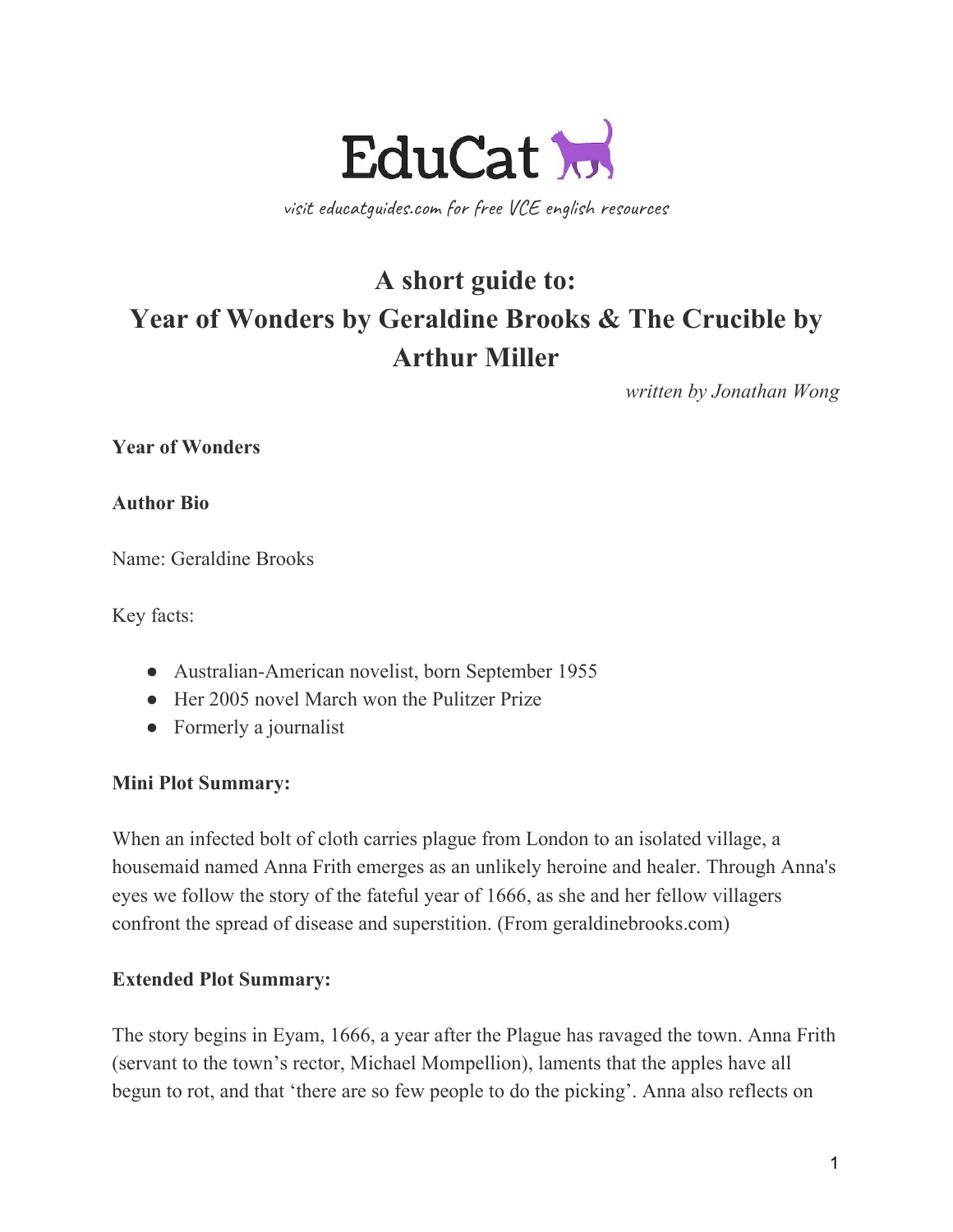EduCat

visit educatguides.com for free VCE english resources

# A short guide to: Year of Wonders by Geraldine Brooks & The Crucible by Arthur Miller

*written by Jonathan Wong*

## Year of Wonders

### Author Bio

Name: Geraldine Brooks

Key facts:

- Australian-American novelist, born September 1955
- Her 2005 novel March won the Pulitzer Prize
- Formerly a journalist

### Mini Plot Summary:

When an infected bolt of cloth carries plague from London to an isolated village, a housemaid named Anna Frith emerges as an unlikely heroine and healer. Through Anna's eyes we follow the story of the fateful year of 1666, as she and her fellow villagers confront the spread of disease and superstition. (From geraldinebrooks.com)

### Extended Plot Summary:

The story begins in Eyam, 1666, a year after the Plague has ravaged the town. Anna Frith (servant to the town's rector, Michael Mompellion), laments that the apples have all begun to rot, and that 'there are so few people to do the picking'. Anna also reflects on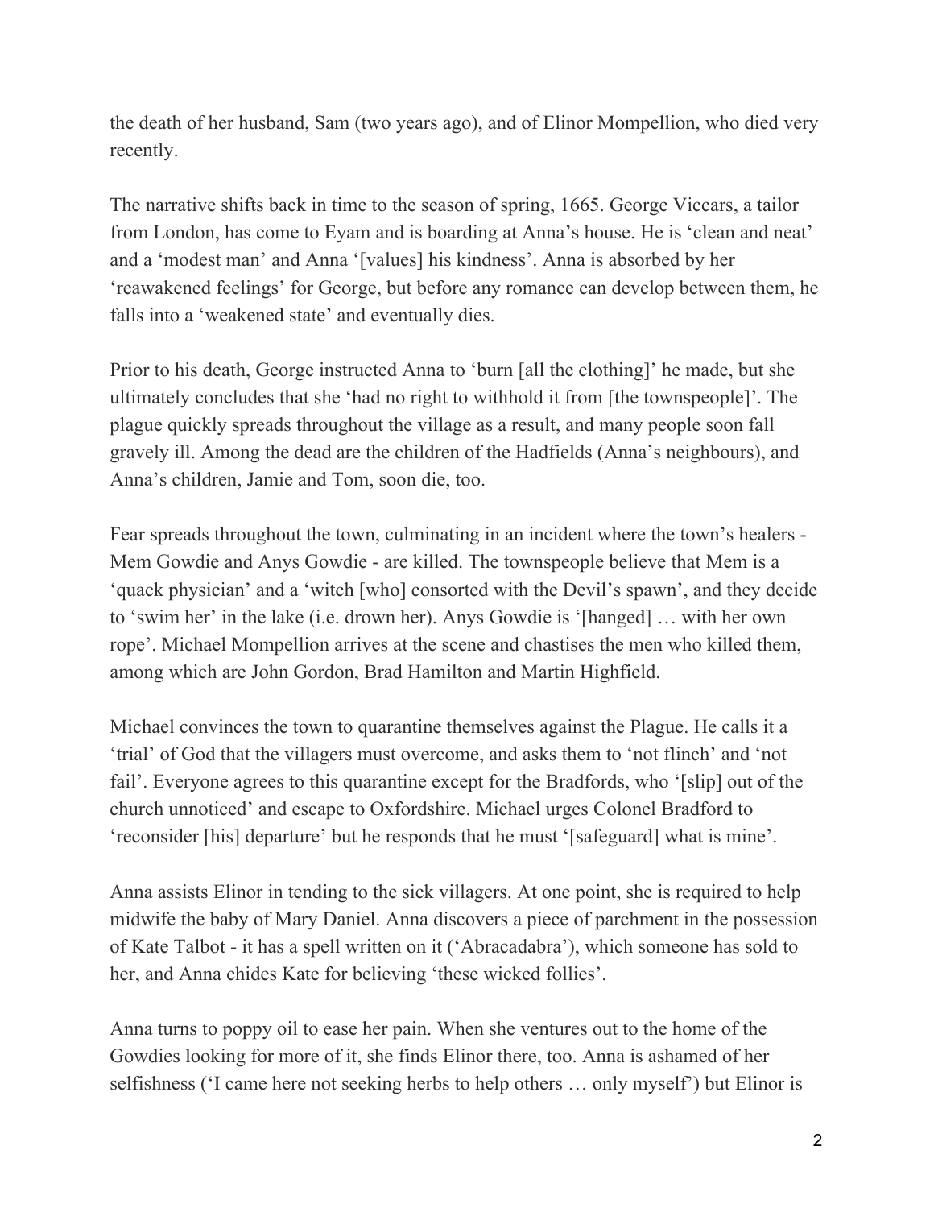the death of her husband, Sam (two years ago), and of Elinor Mompellion, who died very recently.

The narrative shifts back in time to the season of spring, 1665. George Viccars, a tailor from London, has come to Eyam and is boarding at Anna's house. He is 'clean and neat' and a 'modest man' and Anna '[values] his kindness'. Anna is absorbed by her 'reawakened feelings' for George, but before any romance can develop between them, he falls into a 'weakened state' and eventually dies.

Prior to his death, George instructed Anna to 'burn [all the clothing]' he made, but she ultimately concludes that she 'had no right to withhold it from [the townspeople]'. The plague quickly spreads throughout the village as a result, and many people soon fall gravely ill. Among the dead are the children of the Hadfields (Anna's neighbours), and Anna's children, Jamie and Tom, soon die, too.

Fear spreads throughout the town, culminating in an incident where the town's healers - Mem Gowdie and Anys Gowdie - are killed. The townspeople believe that Mem is a 'quack physician' and a 'witch [who] consorted with the Devil's spawn', and they decide to 'swim her' in the lake (i.e. drown her). Anys Gowdie is '[hanged] … with her own rope'. Michael Mompellion arrives at the scene and chastises the men who killed them, among which are John Gordon, Brad Hamilton and Martin Highfield.

Michael convinces the town to quarantine themselves against the Plague. He calls it a 'trial' of God that the villagers must overcome, and asks them to 'not flinch' and 'not fail'. Everyone agrees to this quarantine except for the Bradfords, who '[slip] out of the church unnoticed' and escape to Oxfordshire. Michael urges Colonel Bradford to 'reconsider [his] departure' but he responds that he must '[safeguard] what is mine'.

Anna assists Elinor in tending to the sick villagers. At one point, she is required to help midwife the baby of Mary Daniel. Anna discovers a piece of parchment in the possession of Kate Talbot - it has a spell written on it ('Abracadabra'), which someone has sold to her, and Anna chides Kate for believing 'these wicked follies'.

Anna turns to poppy oil to ease her pain. When she ventures out to the home of the Gowdies looking for more of it, she finds Elinor there, too. Anna is ashamed of her selfishness ('I came here not seeking herbs to help others … only myself') but Elinor is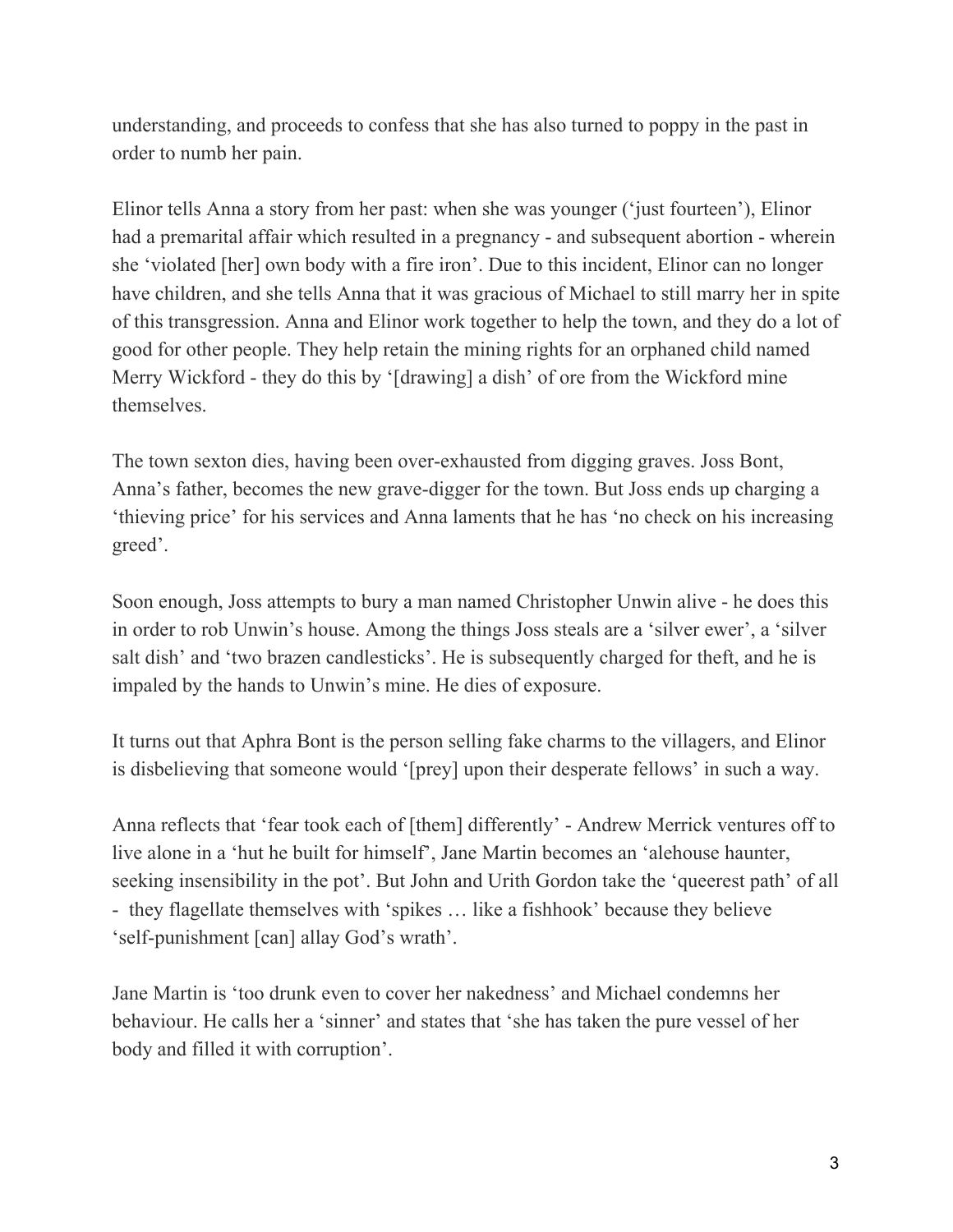understanding, and proceeds to confess that she has also turned to poppy in the past in order to numb her pain.

Elinor tells Anna a story from her past: when she was younger ('just fourteen'), Elinor had a premarital affair which resulted in a pregnancy - and subsequent abortion - wherein she 'violated [her] own body with a fire iron'. Due to this incident, Elinor can no longer have children, and she tells Anna that it was gracious of Michael to still marry her in spite of this transgression. Anna and Elinor work together to help the town, and they do a lot of good for other people. They help retain the mining rights for an orphaned child named Merry Wickford - they do this by '[drawing] a dish' of ore from the Wickford mine themselves.

The town sexton dies, having been over-exhausted from digging graves. Joss Bont, Anna's father, becomes the new grave-digger for the town. But Joss ends up charging a 'thieving price' for his services and Anna laments that he has 'no check on his increasing greed'.

Soon enough, Joss attempts to bury a man named Christopher Unwin alive - he does this in order to rob Unwin's house. Among the things Joss steals are a 'silver ewer', a 'silver salt dish' and 'two brazen candlesticks'. He is subsequently charged for theft, and he is impaled by the hands to Unwin's mine. He dies of exposure.

It turns out that Aphra Bont is the person selling fake charms to the villagers, and Elinor is disbelieving that someone would '[prey] upon their desperate fellows' in such a way.

Anna reflects that 'fear took each of [them] differently' - Andrew Merrick ventures off to live alone in a 'hut he built for himself', Jane Martin becomes an 'alehouse haunter, seeking insensibility in the pot'. But John and Urith Gordon take the 'queerest path' of all - they flagellate themselves with 'spikes … like a fishhook' because they believe 'self-punishment [can] allay God's wrath'.

Jane Martin is 'too drunk even to cover her nakedness' and Michael condemns her behaviour. He calls her a 'sinner' and states that 'she has taken the pure vessel of her body and filled it with corruption'.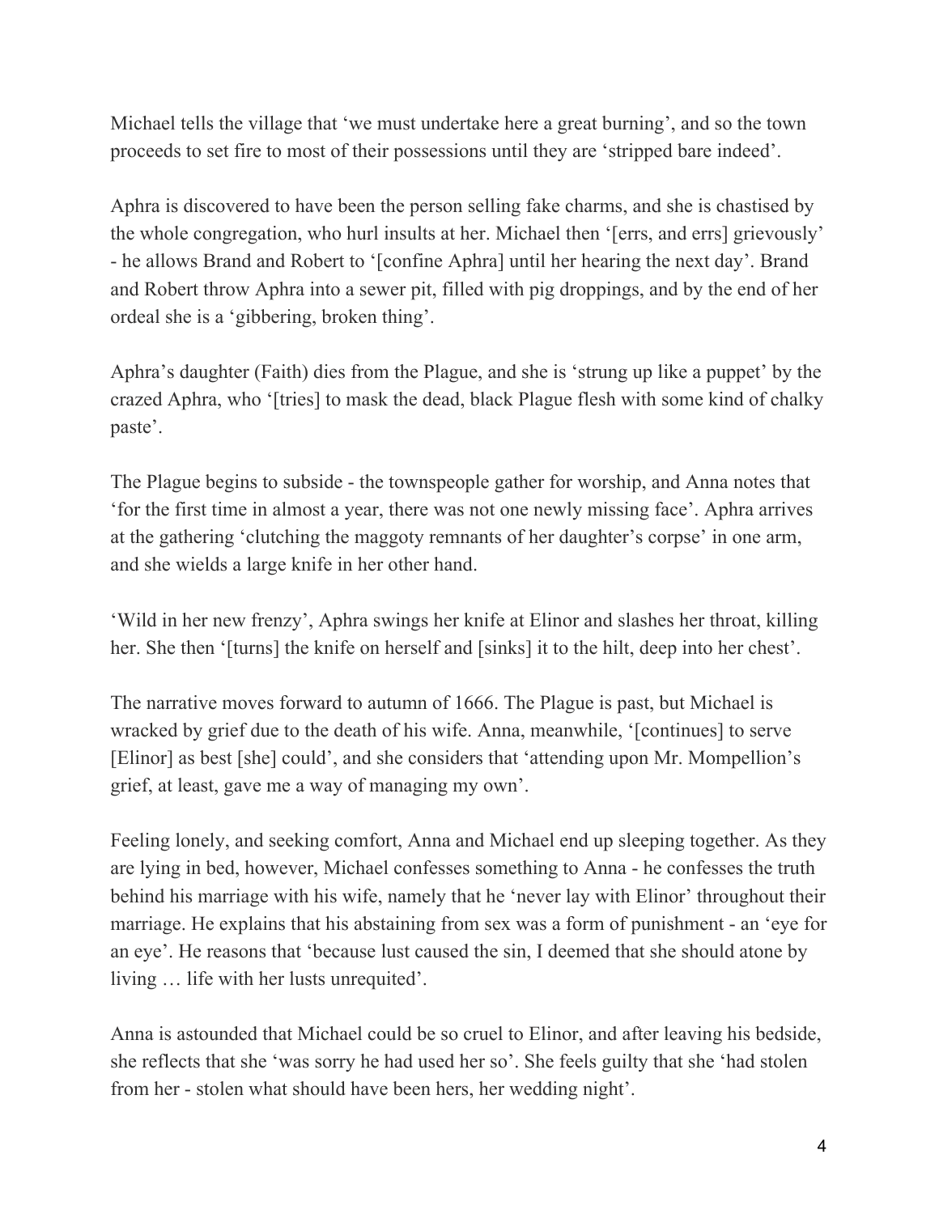Michael tells the village that ‘we must undertake here a great burning’, and so the town proceeds to set fire to most of their possessions until they are ‘stripped bare indeed’.

Aphra is discovered to have been the person selling fake charms, and she is chastised by the whole congregation, who hurl insults at her. Michael then ‘[errs, and errs] grievously’ - he allows Brand and Robert to ‘[confine Aphra] until her hearing the next day’. Brand and Robert throw Aphra into a sewer pit, filled with pig droppings, and by the end of her ordeal she is a ‘gibbering, broken thing’.

Aphra’s daughter (Faith) dies from the Plague, and she is ‘strung up like a puppet’ by the crazed Aphra, who ‘[tries] to mask the dead, black Plague flesh with some kind of chalky paste’.

The Plague begins to subside - the townspeople gather for worship, and Anna notes that ‘for the first time in almost a year, there was not one newly missing face’. Aphra arrives at the gathering ‘clutching the maggoty remnants of her daughter’s corpse’ in one arm, and she wields a large knife in her other hand.

‘Wild in her new frenzy’, Aphra swings her knife at Elinor and slashes her throat, killing her. She then ‘[turns] the knife on herself and [sinks] it to the hilt, deep into her chest’.

The narrative moves forward to autumn of 1666. The Plague is past, but Michael is wracked by grief due to the death of his wife. Anna, meanwhile, ‘[continues] to serve [Elinor] as best [she] could’, and she considers that ‘attending upon Mr. Mompellion’s grief, at least, gave me a way of managing my own’.

Feeling lonely, and seeking comfort, Anna and Michael end up sleeping together. As they are lying in bed, however, Michael confesses something to Anna - he confesses the truth behind his marriage with his wife, namely that he ‘never lay with Elinor’ throughout their marriage. He explains that his abstaining from sex was a form of punishment - an ‘eye for an eye’. He reasons that ‘because lust caused the sin, I deemed that she should atone by living … life with her lusts unrequited’.

Anna is astounded that Michael could be so cruel to Elinor, and after leaving his bedside, she reflects that she ‘was sorry he had used her so’. She feels guilty that she ‘had stolen from her - stolen what should have been hers, her wedding night’.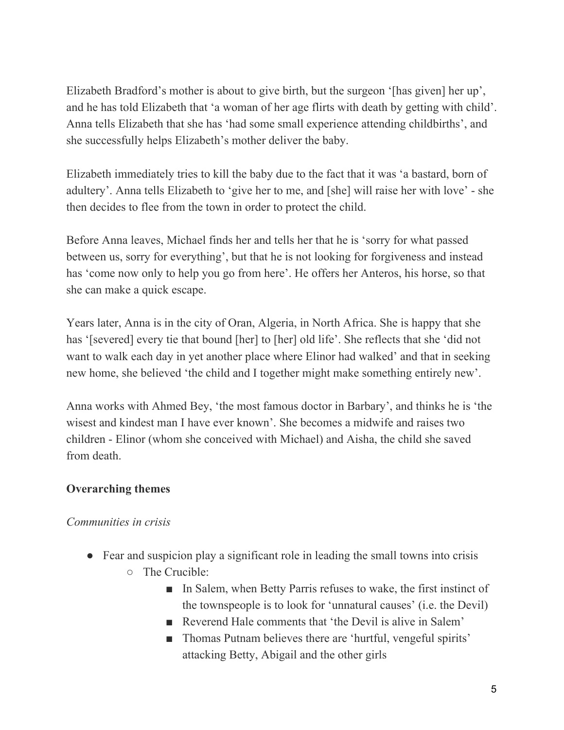Elizabeth Bradford's mother is about to give birth, but the surgeon '[has given] her up', and he has told Elizabeth that 'a woman of her age flirts with death by getting with child'. Anna tells Elizabeth that she has 'had some small experience attending childbirths', and she successfully helps Elizabeth's mother deliver the baby.

Elizabeth immediately tries to kill the baby due to the fact that it was 'a bastard, born of adultery'. Anna tells Elizabeth to 'give her to me, and [she] will raise her with love' - she then decides to flee from the town in order to protect the child.

Before Anna leaves, Michael finds her and tells her that he is 'sorry for what passed between us, sorry for everything', but that he is not looking for forgiveness and instead has 'come now only to help you go from here'. He offers her Anteros, his horse, so that she can make a quick escape.

Years later, Anna is in the city of Oran, Algeria, in North Africa. She is happy that she has '[severed] every tie that bound [her] to [her] old life'. She reflects that she 'did not want to walk each day in yet another place where Elinor had walked' and that in seeking new home, she believed 'the child and I together might make something entirely new'.

Anna works with Ahmed Bey, 'the most famous doctor in Barbary', and thinks he is 'the wisest and kindest man I have ever known'. She becomes a midwife and raises two children - Elinor (whom she conceived with Michael) and Aisha, the child she saved from death.

**Overarching themes**

*Communities in crisis*

- Fear and suspicion play a significant role in leading the small towns into crisis
  - The Crucible:
    - In Salem, when Betty Parris refuses to wake, the first instinct of the townspeople is to look for 'unnatural causes' (i.e. the Devil)
    - Reverend Hale comments that 'the Devil is alive in Salem'
    - Thomas Putnam believes there are 'hurtful, vengeful spirits' attacking Betty, Abigail and the other girls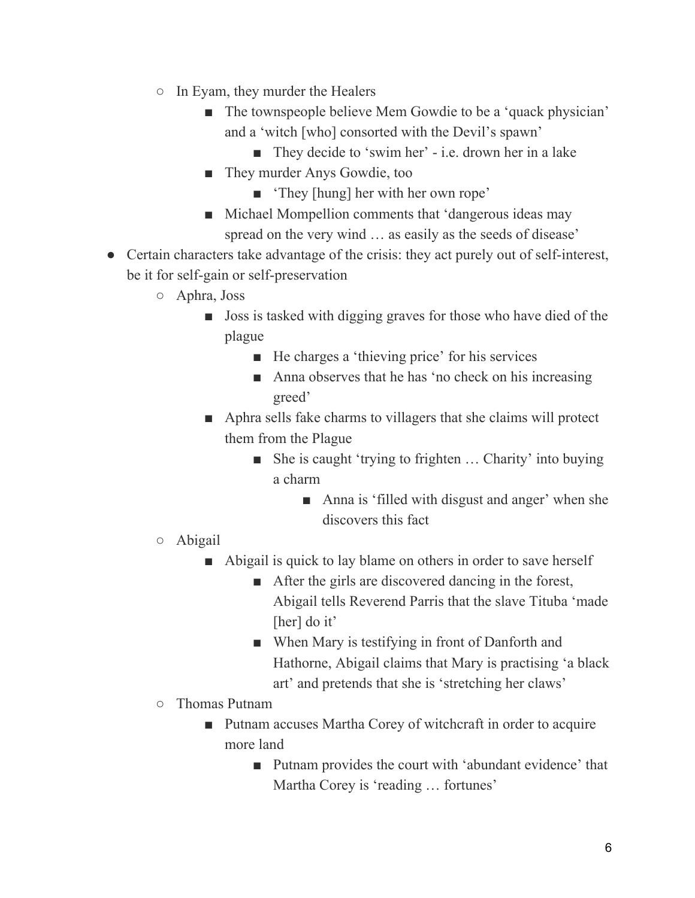- In Eyam, they murder the Healers
    - The townspeople believe Mem Gowdie to be a 'quack physician' and a 'witch [who] consorted with the Devil's spawn'
        - They decide to 'swim her' - i.e. drown her in a lake
    - They murder Anys Gowdie, too
        - 'They [hung] her with her own rope'
    - Michael Mompellion comments that 'dangerous ideas may spread on the very wind … as easily as the seeds of disease'

- Certain characters take advantage of the crisis: they act purely out of self-interest, be it for self-gain or self-preservation
    - Aphra, Joss
        - Joss is tasked with digging graves for those who have died of the plague
            - He charges a 'thieving price' for his services
            - Anna observes that he has 'no check on his increasing greed'
        - Aphra sells fake charms to villagers that she claims will protect them from the Plague
            - She is caught 'trying to frighten … Charity' into buying a charm
                - Anna is 'filled with disgust and anger' when she discovers this fact
    - Abigail
        - Abigail is quick to lay blame on others in order to save herself
            - After the girls are discovered dancing in the forest, Abigail tells Reverend Parris that the slave Tituba 'made [her] do it'
            - When Mary is testifying in front of Danforth and Hathorne, Abigail claims that Mary is practising 'a black art' and pretends that she is 'stretching her claws'
    - Thomas Putnam
        - Putnam accuses Martha Corey of witchcraft in order to acquire more land
            - Putnam provides the court with 'abundant evidence' that Martha Corey is 'reading … fortunes'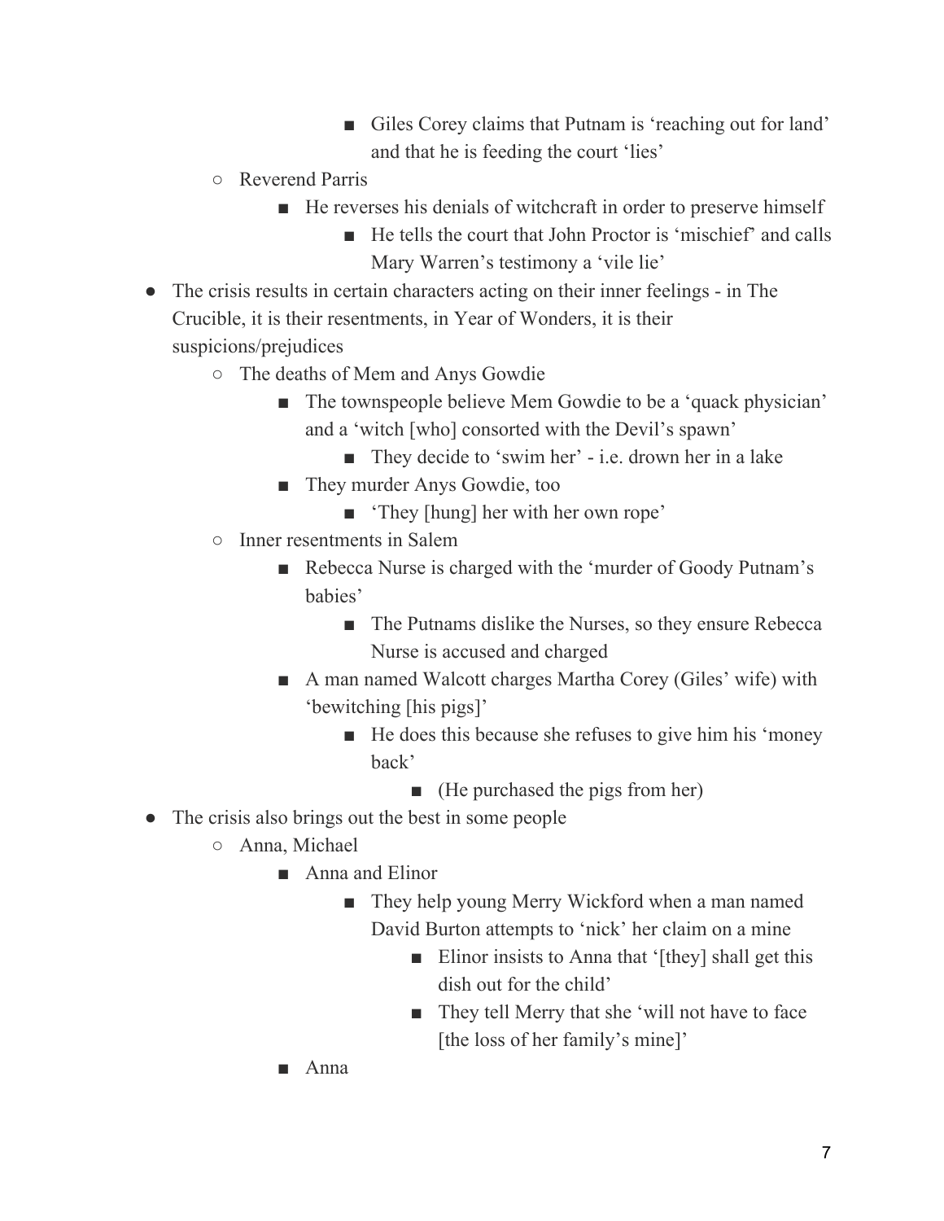- Giles Corey claims that Putnam is 'reaching out for land' and that he is feeding the court 'lies'
        - Reverend Parris
            - He reverses his denials of witchcraft in order to preserve himself
                - He tells the court that John Proctor is 'mischief' and calls Mary Warren's testimony a 'vile lie'
- The crisis results in certain characters acting on their inner feelings - in The Crucible, it is their resentments, in Year of Wonders, it is their suspicions/prejudices
    - The deaths of Mem and Anys Gowdie
        - The townspeople believe Mem Gowdie to be a 'quack physician' and a 'witch [who] consorted with the Devil's spawn'
            - They decide to 'swim her' - i.e. drown her in a lake
        - They murder Anys Gowdie, too
            - 'They [hung] her with her own rope'
    - Inner resentments in Salem
        - Rebecca Nurse is charged with the 'murder of Goody Putnam's babies'
            - The Putnams dislike the Nurses, so they ensure Rebecca Nurse is accused and charged
        - A man named Walcott charges Martha Corey (Giles' wife) with 'bewitching [his pigs]'
            - He does this because she refuses to give him his 'money back'
                - (He purchased the pigs from her)
- The crisis also brings out the best in some people
    - Anna, Michael
        - Anna and Elinor
            - They help young Merry Wickford when a man named David Burton attempts to 'nick' her claim on a mine
                - Elinor insists to Anna that '[they] shall get this dish out for the child'
                - They tell Merry that she 'will not have to face [the loss of her family's mine]'
        - Anna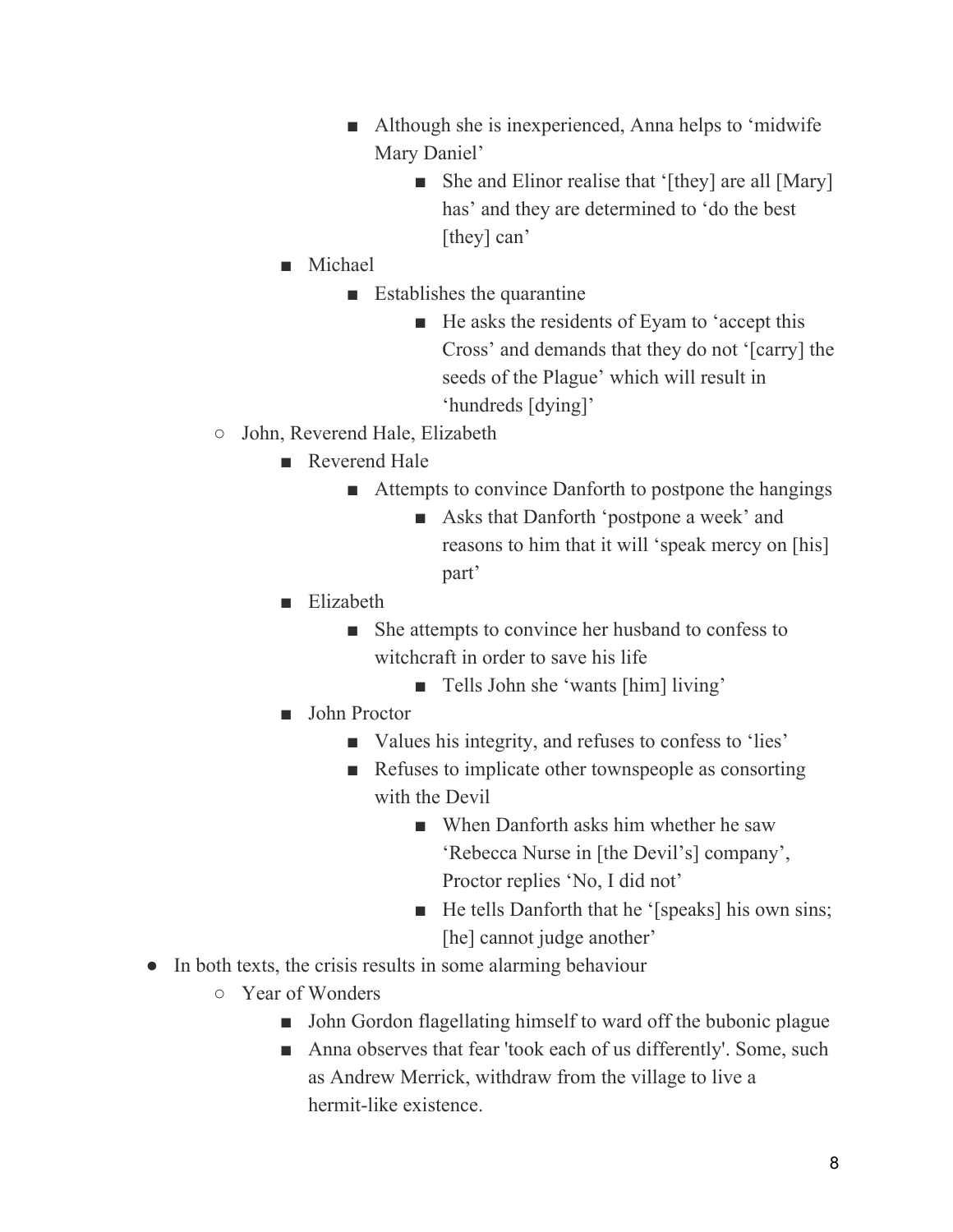- Although she is inexperienced, Anna helps to ‘midwife Mary Daniel’
                - She and Elinor realise that ‘[they] are all [Mary] has’ and they are determined to ‘do the best [they] can’
        - Michael
            - Establishes the quarantine
                - He asks the residents of Eyam to ‘accept this Cross’ and demands that they do not ‘[carry] the seeds of the Plague’ which will result in ‘hundreds [dying]’
    - John, Reverend Hale, Elizabeth
        - Reverend Hale
            - Attempts to convince Danforth to postpone the hangings
                - Asks that Danforth ‘postpone a week’ and reasons to him that it will ‘speak mercy on [his] part’
        - Elizabeth
            - She attempts to convince her husband to confess to witchcraft in order to save his life
                - Tells John she ‘wants [him] living’
        - John Proctor
            - Values his integrity, and refuses to confess to ‘lies’
            - Refuses to implicate other townspeople as consorting with the Devil
                - When Danforth asks him whether he saw ‘Rebecca Nurse in [the Devil’s] company’, Proctor replies ‘No, I did not’
                - He tells Danforth that he ‘[speaks] his own sins; [he] cannot judge another’
- In both texts, the crisis results in some alarming behaviour
    - Year of Wonders
        - John Gordon flagellating himself to ward off the bubonic plague
        - Anna observes that fear 'took each of us differently'. Some, such as Andrew Merrick, withdraw from the village to live a hermit-like existence.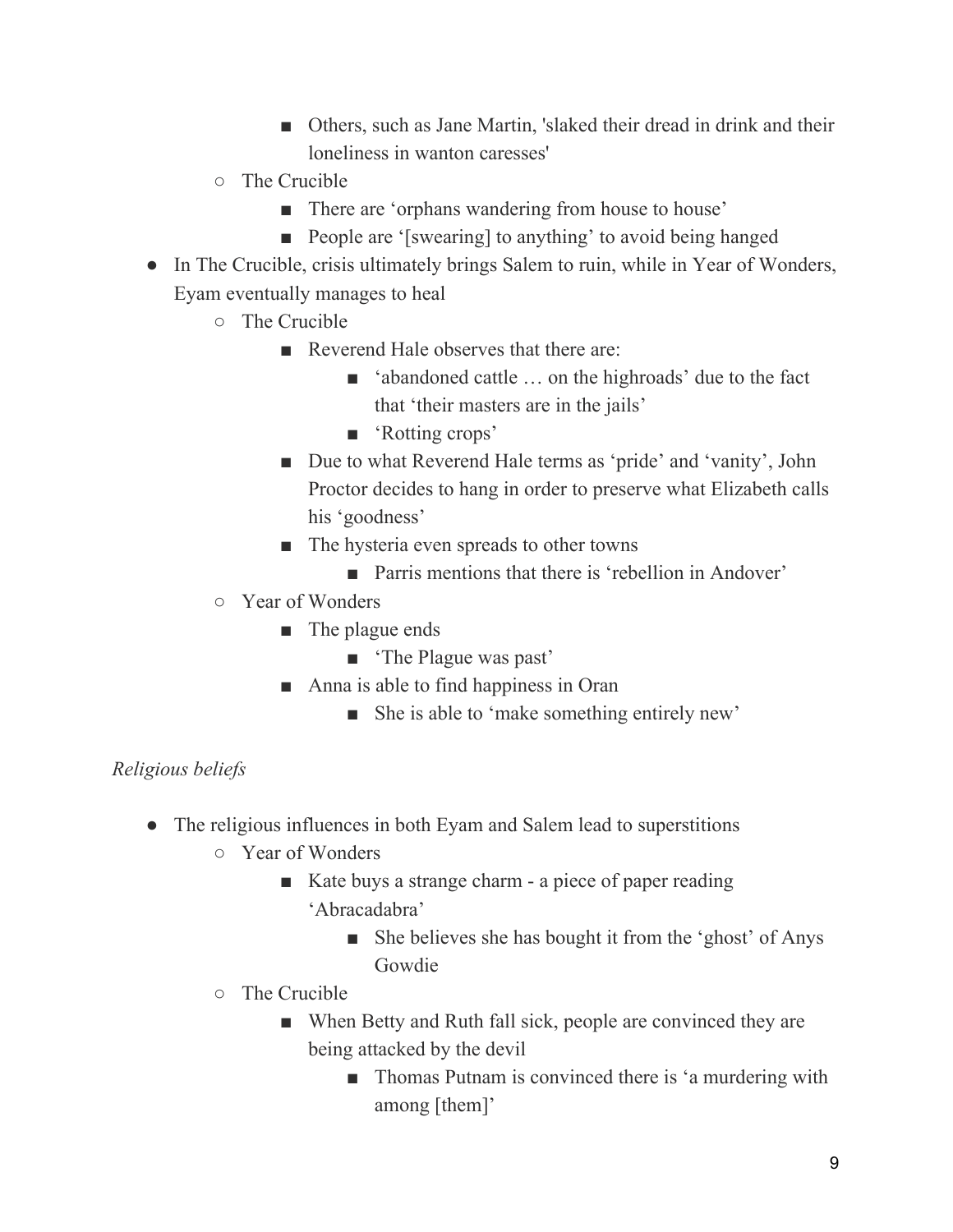- Others, such as Jane Martin, 'slaked their dread in drink and their loneliness in wanton caresses'
    - The Crucible
        - There are 'orphans wandering from house to house'
        - People are '[swearing] to anything' to avoid being hanged
- In The Crucible, crisis ultimately brings Salem to ruin, while in Year of Wonders, Eyam eventually manages to heal
    - The Crucible
        - Reverend Hale observes that there are:
            - 'abandoned cattle … on the highroads' due to the fact that 'their masters are in the jails'
            - 'Rotting crops'
        - Due to what Reverend Hale terms as 'pride' and 'vanity', John Proctor decides to hang in order to preserve what Elizabeth calls his 'goodness'
        - The hysteria even spreads to other towns
            - Parris mentions that there is 'rebellion in Andover'
    - Year of Wonders
        - The plague ends
            - 'The Plague was past'
        - Anna is able to find happiness in Oran
            - She is able to 'make something entirely new'

*Religious beliefs*

- The religious influences in both Eyam and Salem lead to superstitions
    - Year of Wonders
        - Kate buys a strange charm - a piece of paper reading 'Abracadabra'
            - She believes she has bought it from the 'ghost' of Anys Gowdie
    - The Crucible
        - When Betty and Ruth fall sick, people are convinced they are being attacked by the devil
            - Thomas Putnam is convinced there is 'a murdering with among [them]'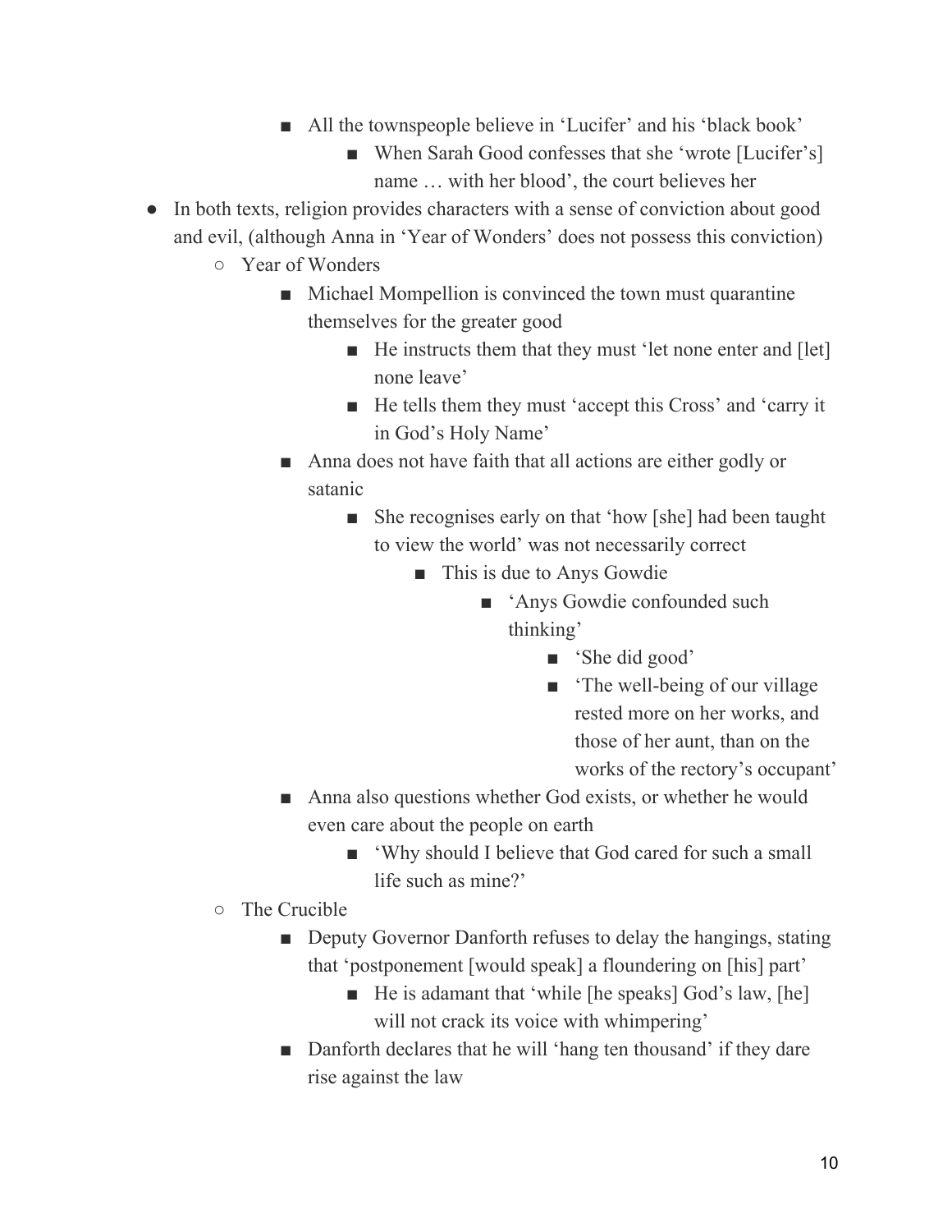- All the townspeople believe in ‘Lucifer’ and his ‘black book’
            - When Sarah Good confesses that she ‘wrote [Lucifer’s] name … with her blood’, the court believes her
- In both texts, religion provides characters with a sense of conviction about good and evil, (although Anna in ‘Year of Wonders’ does not possess this conviction)
    - Year of Wonders
        - Michael Mompellion is convinced the town must quarantine themselves for the greater good
            - He instructs them that they must ‘let none enter and [let] none leave’
            - He tells them they must ‘accept this Cross’ and ‘carry it in God’s Holy Name’
        - Anna does not have faith that all actions are either godly or satanic
            - She recognises early on that ‘how [she] had been taught to view the world’ was not necessarily correct
                - This is due to Anys Gowdie
                    - ‘Anys Gowdie confounded such thinking’
                        - ‘She did good’
                        - ‘The well-being of our village rested more on her works, and those of her aunt, than on the works of the rectory’s occupant’
        - Anna also questions whether God exists, or whether he would even care about the people on earth
            - ‘Why should I believe that God cared for such a small life such as mine?’
    - The Crucible
        - Deputy Governor Danforth refuses to delay the hangings, stating that ‘postponement [would speak] a floundering on [his] part’
            - He is adamant that ‘while [he speaks] God’s law, [he] will not crack its voice with whimpering’
        - Danforth declares that he will ‘hang ten thousand’ if they dare rise against the law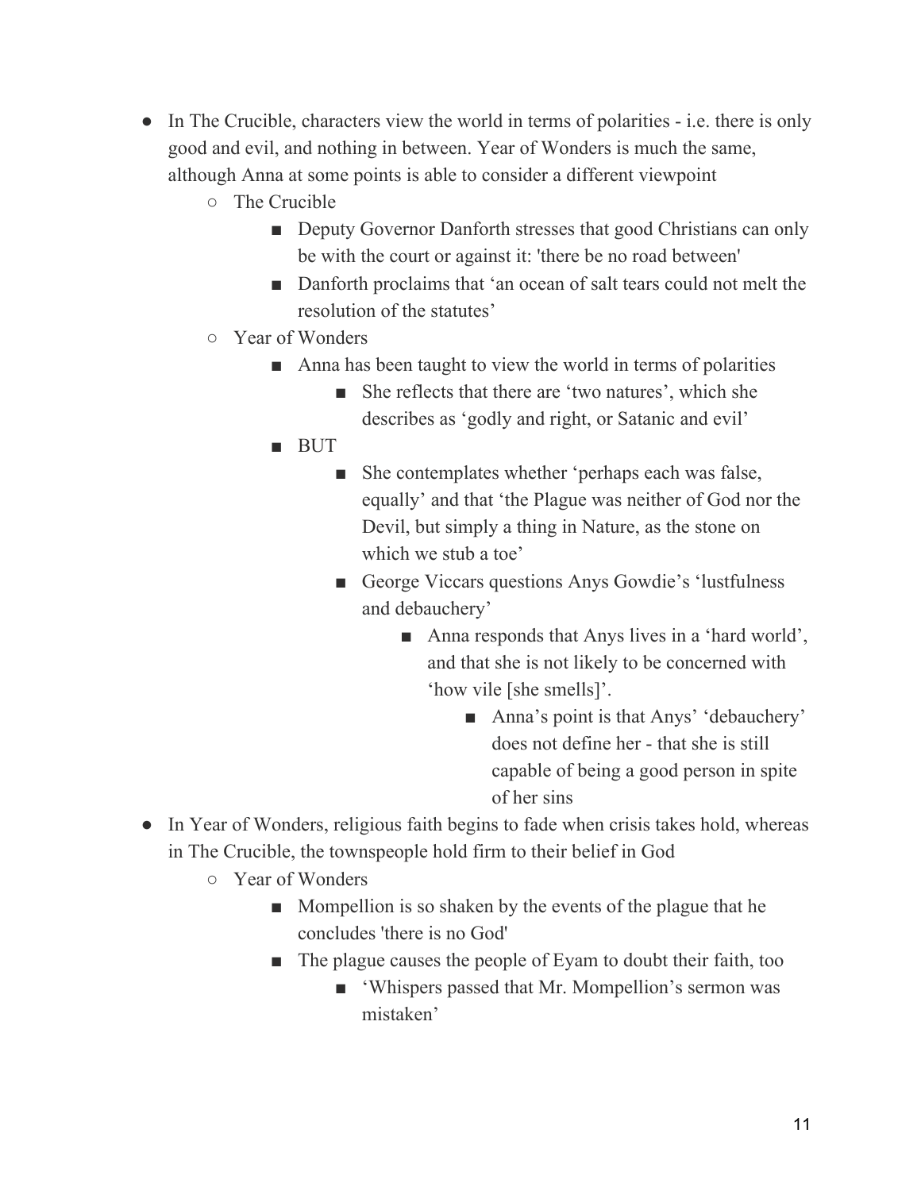- In The Crucible, characters view the world in terms of polarities - i.e. there is only good and evil, and nothing in between. Year of Wonders is much the same, although Anna at some points is able to consider a different viewpoint
    - The Crucible
        - Deputy Governor Danforth stresses that good Christians can only be with the court or against it: 'there be no road between'
        - Danforth proclaims that ‘an ocean of salt tears could not melt the resolution of the statutes’
    - Year of Wonders
        - Anna has been taught to view the world in terms of polarities
            - She reflects that there are ‘two natures’, which she describes as ‘godly and right, or Satanic and evil’
        - BUT
            - She contemplates whether ‘perhaps each was false, equally’ and that ‘the Plague was neither of God nor the Devil, but simply a thing in Nature, as the stone on which we stub a toe’
            - George Viccars questions Anys Gowdie’s ‘lustfulness and debauchery’
                - Anna responds that Anys lives in a ‘hard world’, and that she is not likely to be concerned with ‘how vile [she smells]’.
                    - Anna’s point is that Anys’ ‘debauchery’ does not define her - that she is still capable of being a good person in spite of her sins
- In Year of Wonders, religious faith begins to fade when crisis takes hold, whereas in The Crucible, the townspeople hold firm to their belief in God
    - Year of Wonders
        - Mompellion is so shaken by the events of the plague that he concludes 'there is no God'
        - The plague causes the people of Eyam to doubt their faith, too
            - ‘Whispers passed that Mr. Mompellion’s sermon was mistaken’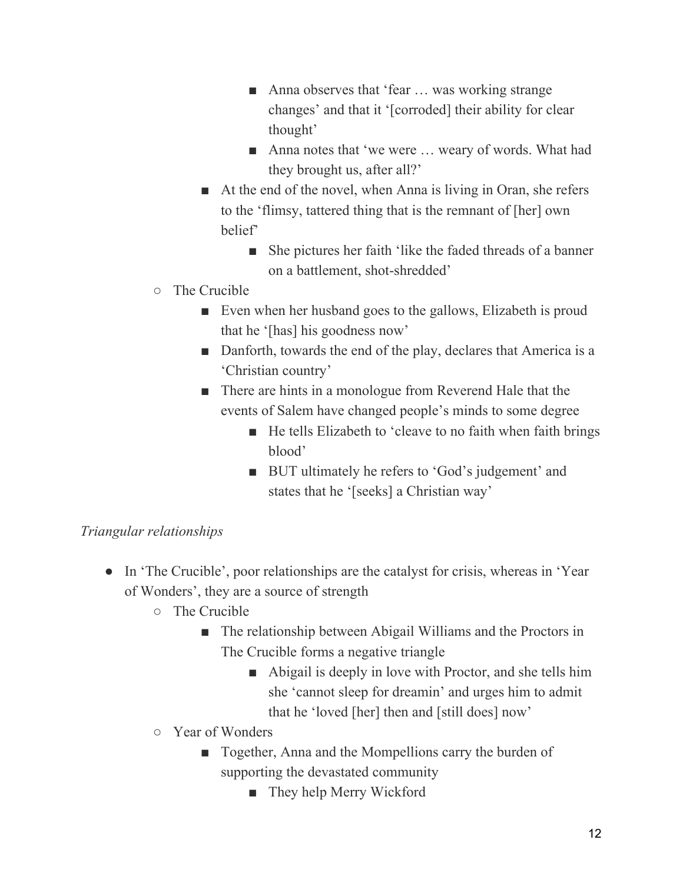- Anna observes that 'fear … was working strange changes' and that it '[corroded] their ability for clear thought'
            - Anna notes that 'we were … weary of words. What had they brought us, after all?'
        - At the end of the novel, when Anna is living in Oran, she refers to the 'flimsy, tattered thing that is the remnant of [her] own belief'
            - She pictures her faith 'like the faded threads of a banner on a battlement, shot-shredded'
    - The Crucible
        - Even when her husband goes to the gallows, Elizabeth is proud that he '[has] his goodness now'
        - Danforth, towards the end of the play, declares that America is a 'Christian country'
        - There are hints in a monologue from Reverend Hale that the events of Salem have changed people's minds to some degree
            - He tells Elizabeth to 'cleave to no faith when faith brings blood'
            - BUT ultimately he refers to 'God's judgement' and states that he '[seeks] a Christian way'

*Triangular relationships*

- In 'The Crucible', poor relationships are the catalyst for crisis, whereas in 'Year of Wonders', they are a source of strength
    - The Crucible
        - The relationship between Abigail Williams and the Proctors in The Crucible forms a negative triangle
            - Abigail is deeply in love with Proctor, and she tells him she 'cannot sleep for dreamin' and urges him to admit that he 'loved [her] then and [still does] now'
    - Year of Wonders
        - Together, Anna and the Mompellions carry the burden of supporting the devastated community
            - They help Merry Wickford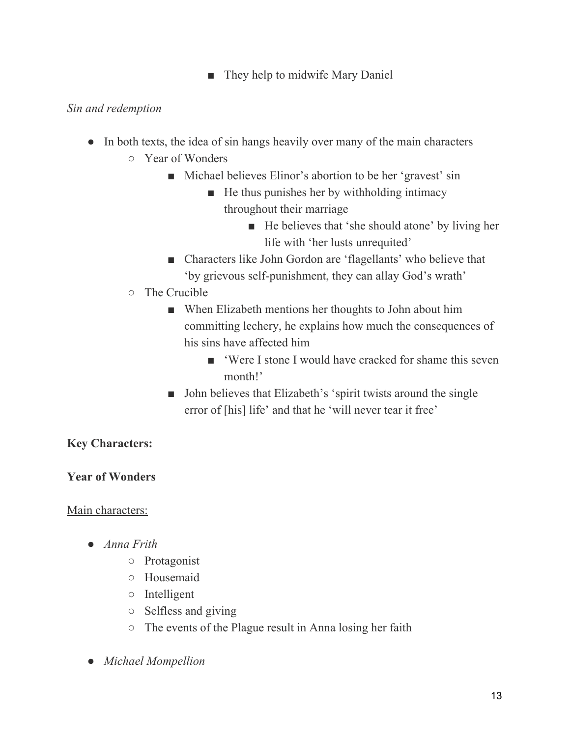- They help to midwife Mary Daniel

*Sin and redemption*

- In both texts, the idea of sin hangs heavily over many of the main characters
  - Year of Wonders
    - Michael believes Elinor's abortion to be her 'gravest' sin
      - He thus punishes her by withholding intimacy throughout their marriage
        - He believes that 'she should atone' by living her life with 'her lusts unrequited'
    - Characters like John Gordon are 'flagellants' who believe that 'by grievous self-punishment, they can allay God's wrath'
  - The Crucible
    - When Elizabeth mentions her thoughts to John about him committing lechery, he explains how much the consequences of his sins have affected him
      - 'Were I stone I would have cracked for shame this seven month!'
    - John believes that Elizabeth's 'spirit twists around the single error of [his] life' and that he 'will never tear it free'

**Key Characters:**

**Year of Wonders**

<u>Main characters:</u>

- *Anna Frith*
  - Protagonist
  - Housemaid
  - Intelligent
  - Selfless and giving
  - The events of the Plague result in Anna losing her faith

- *Michael Mompellion*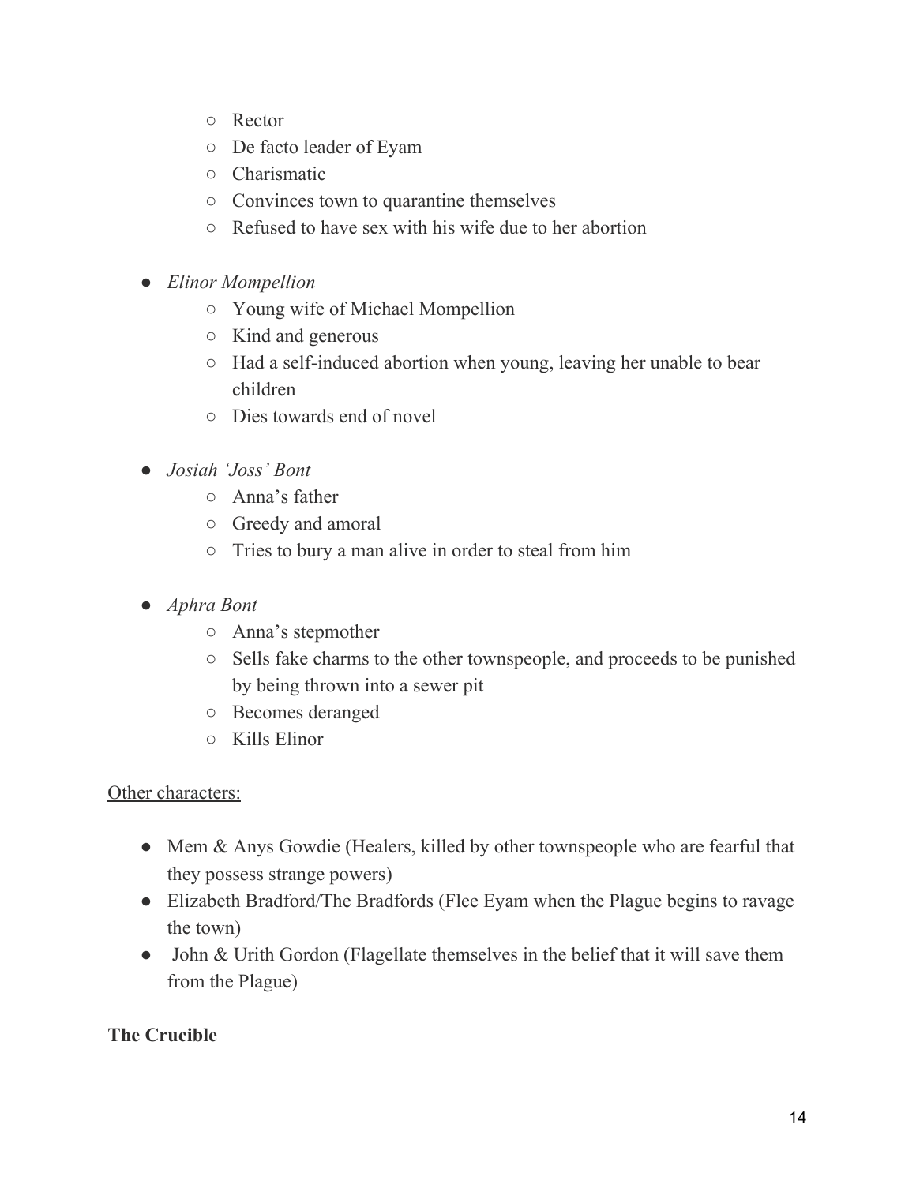- Rector
  - De facto leader of Eyam
  - Charismatic
  - Convinces town to quarantine themselves
  - Refused to have sex with his wife due to her abortion

- *Elinor Mompellion*
  - Young wife of Michael Mompellion
  - Kind and generous
  - Had a self-induced abortion when young, leaving her unable to bear children
  - Dies towards end of novel

- *Josiah 'Joss' Bont*
  - Anna's father
  - Greedy and amoral
  - Tries to bury a man alive in order to steal from him

- *Aphra Bont*
  - Anna's stepmother
  - Sells fake charms to the other townspeople, and proceeds to be punished by being thrown into a sewer pit
  - Becomes deranged
  - Kills Elinor

<u>Other characters:</u>

- Mem & Anys Gowdie (Healers, killed by other townspeople who are fearful that they possess strange powers)
- Elizabeth Bradford/The Bradfords (Flee Eyam when the Plague begins to ravage the town)
- John & Urith Gordon (Flagellate themselves in the belief that it will save them from the Plague)

**The Crucible**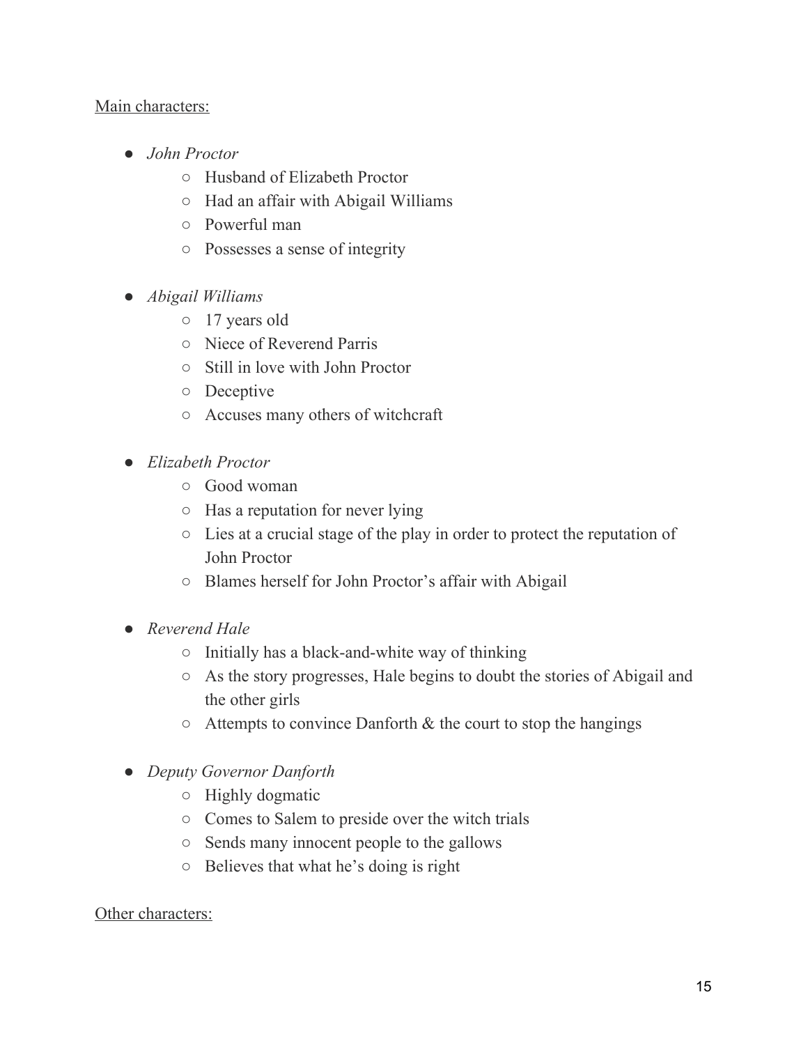<u>Main characters:</u>

- *John Proctor*
    - Husband of Elizabeth Proctor
    - Had an affair with Abigail Williams
    - Powerful man
    - Possesses a sense of integrity

- *Abigail Williams*
    - 17 years old
    - Niece of Reverend Parris
    - Still in love with John Proctor
    - Deceptive
    - Accuses many others of witchcraft

- *Elizabeth Proctor*
    - Good woman
    - Has a reputation for never lying
    - Lies at a crucial stage of the play in order to protect the reputation of John Proctor
    - Blames herself for John Proctor's affair with Abigail

- *Reverend Hale*
    - Initially has a black-and-white way of thinking
    - As the story progresses, Hale begins to doubt the stories of Abigail and the other girls
    - Attempts to convince Danforth & the court to stop the hangings

- *Deputy Governor Danforth*
    - Highly dogmatic
    - Comes to Salem to preside over the witch trials
    - Sends many innocent people to the gallows
    - Believes that what he's doing is right

<u>Other characters:</u>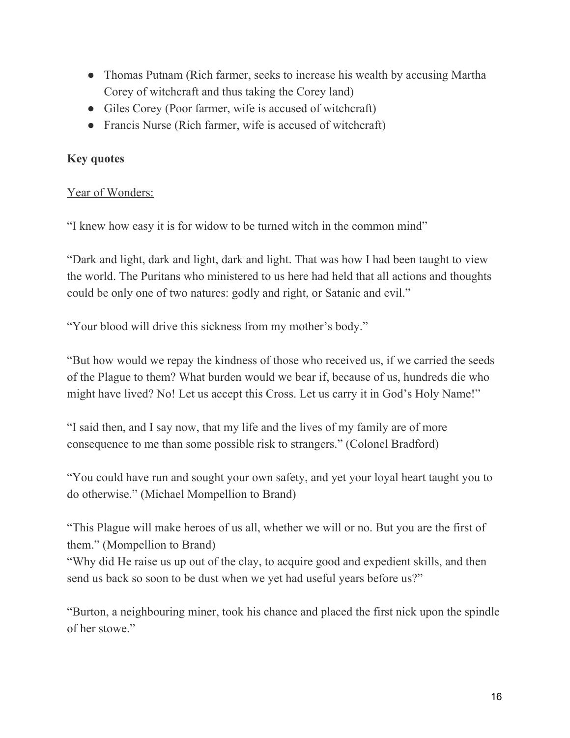- Thomas Putnam (Rich farmer, seeks to increase his wealth by accusing Martha Corey of witchcraft and thus taking the Corey land)
- Giles Corey (Poor farmer, wife is accused of witchcraft)
- Francis Nurse (Rich farmer, wife is accused of witchcraft)

**Key quotes**

<u>Year of Wonders:</u>

"I knew how easy it is for widow to be turned witch in the common mind"

"Dark and light, dark and light, dark and light. That was how I had been taught to view the world. The Puritans who ministered to us here had held that all actions and thoughts could be only one of two natures: godly and right, or Satanic and evil."

"Your blood will drive this sickness from my mother's body."

"But how would we repay the kindness of those who received us, if we carried the seeds of the Plague to them? What burden would we bear if, because of us, hundreds die who might have lived? No! Let us accept this Cross. Let us carry it in God's Holy Name!"

"I said then, and I say now, that my life and the lives of my family are of more consequence to me than some possible risk to strangers." (Colonel Bradford)

"You could have run and sought your own safety, and yet your loyal heart taught you to do otherwise." (Michael Mompellion to Brand)

"This Plague will make heroes of us all, whether we will or no. But you are the first of them." (Mompellion to Brand)
"Why did He raise us up out of the clay, to acquire good and expedient skills, and then send us back so soon to be dust when we yet had useful years before us?"

"Burton, a neighbouring miner, took his chance and placed the first nick upon the spindle of her stowe."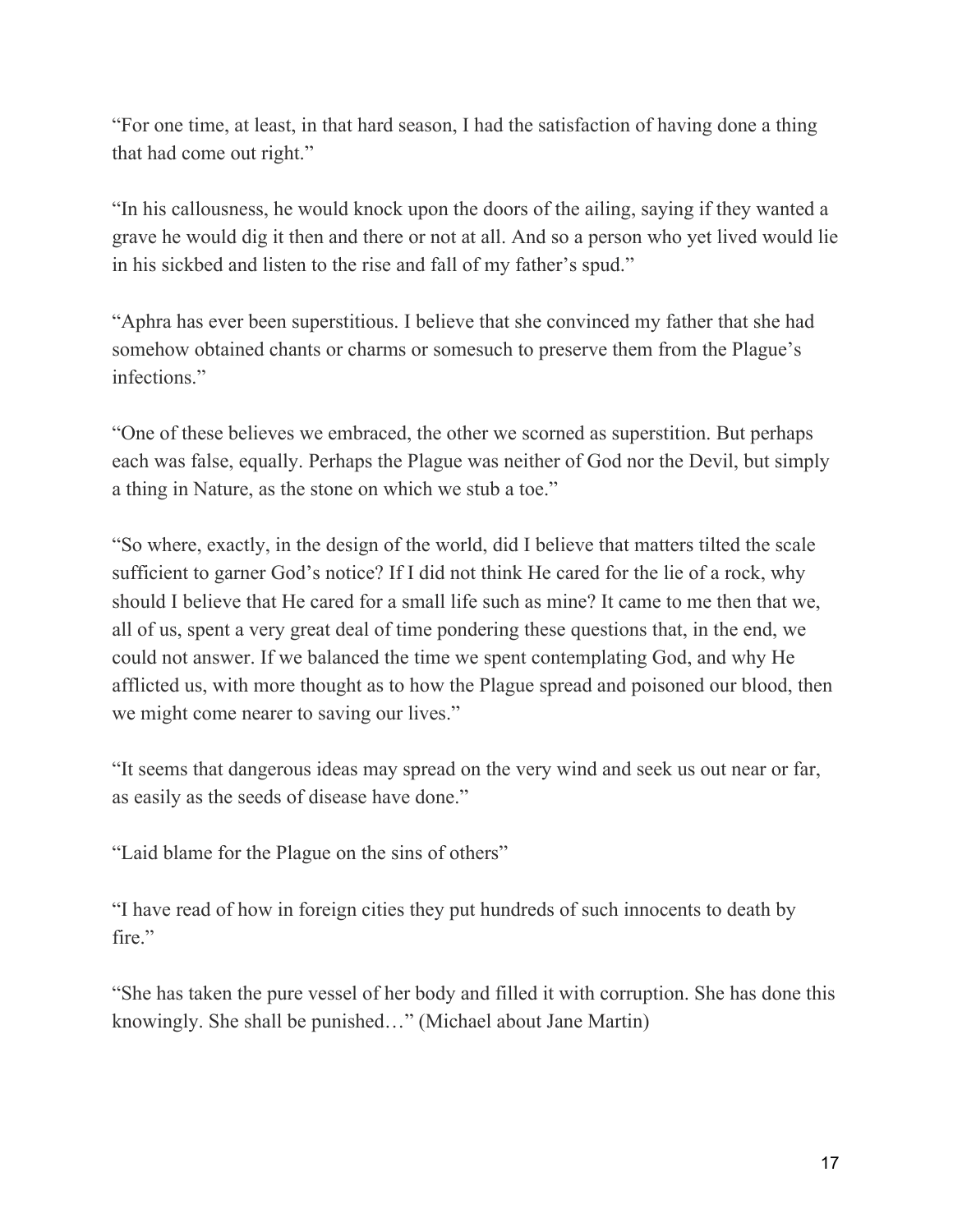"For one time, at least, in that hard season, I had the satisfaction of having done a thing that had come out right."

"In his callousness, he would knock upon the doors of the ailing, saying if they wanted a grave he would dig it then and there or not at all. And so a person who yet lived would lie in his sickbed and listen to the rise and fall of my father's spud."

"Aphra has ever been superstitious. I believe that she convinced my father that she had somehow obtained chants or charms or somesuch to preserve them from the Plague's infections."

"One of these believes we embraced, the other we scorned as superstition. But perhaps each was false, equally. Perhaps the Plague was neither of God nor the Devil, but simply a thing in Nature, as the stone on which we stub a toe."

"So where, exactly, in the design of the world, did I believe that matters tilted the scale sufficient to garner God's notice? If I did not think He cared for the lie of a rock, why should I believe that He cared for a small life such as mine? It came to me then that we, all of us, spent a very great deal of time pondering these questions that, in the end, we could not answer. If we balanced the time we spent contemplating God, and why He afflicted us, with more thought as to how the Plague spread and poisoned our blood, then we might come nearer to saving our lives."

"It seems that dangerous ideas may spread on the very wind and seek us out near or far, as easily as the seeds of disease have done."

"Laid blame for the Plague on the sins of others"

"I have read of how in foreign cities they put hundreds of such innocents to death by fire."

"She has taken the pure vessel of her body and filled it with corruption. She has done this knowingly. She shall be punished…" (Michael about Jane Martin)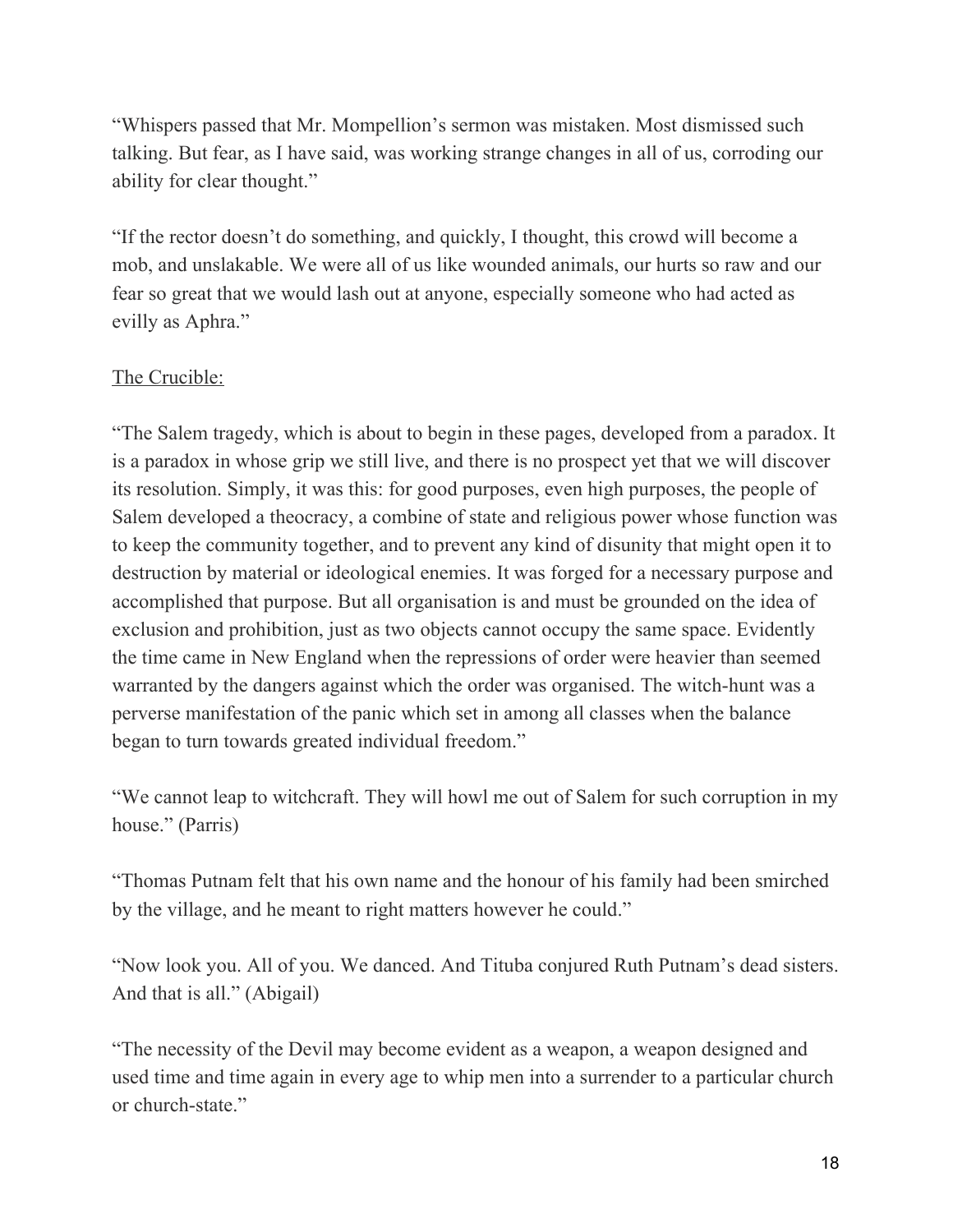"Whispers passed that Mr. Mompellion's sermon was mistaken. Most dismissed such talking. But fear, as I have said, was working strange changes in all of us, corroding our ability for clear thought."

"If the rector doesn't do something, and quickly, I thought, this crowd will become a mob, and unslakable. We were all of us like wounded animals, our hurts so raw and our fear so great that we would lash out at anyone, especially someone who had acted as evilly as Aphra."

<u>The Crucible:</u>

"The Salem tragedy, which is about to begin in these pages, developed from a paradox. It is a paradox in whose grip we still live, and there is no prospect yet that we will discover its resolution. Simply, it was this: for good purposes, even high purposes, the people of Salem developed a theocracy, a combine of state and religious power whose function was to keep the community together, and to prevent any kind of disunity that might open it to destruction by material or ideological enemies. It was forged for a necessary purpose and accomplished that purpose. But all organisation is and must be grounded on the idea of exclusion and prohibition, just as two objects cannot occupy the same space. Evidently the time came in New England when the repressions of order were heavier than seemed warranted by the dangers against which the order was organised. The witch-hunt was a perverse manifestation of the panic which set in among all classes when the balance began to turn towards greated individual freedom."

"We cannot leap to witchcraft. They will howl me out of Salem for such corruption in my house." (Parris)

"Thomas Putnam felt that his own name and the honour of his family had been smirched by the village, and he meant to right matters however he could."

"Now look you. All of you. We danced. And Tituba conjured Ruth Putnam's dead sisters. And that is all." (Abigail)

"The necessity of the Devil may become evident as a weapon, a weapon designed and used time and time again in every age to whip men into a surrender to a particular church or church-state."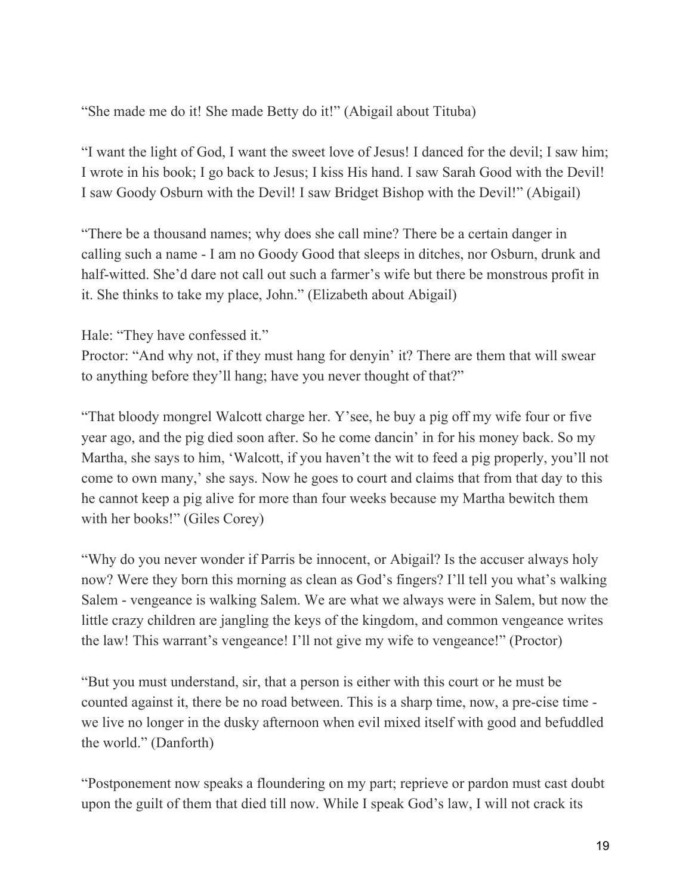"She made me do it! She made Betty do it!" (Abigail about Tituba)

"I want the light of God, I want the sweet love of Jesus! I danced for the devil; I saw him; I wrote in his book; I go back to Jesus; I kiss His hand. I saw Sarah Good with the Devil! I saw Goody Osburn with the Devil! I saw Bridget Bishop with the Devil!" (Abigail)

"There be a thousand names; why does she call mine? There be a certain danger in calling such a name - I am no Goody Good that sleeps in ditches, nor Osburn, drunk and half-witted. She'd dare not call out such a farmer's wife but there be monstrous profit in it. She thinks to take my place, John." (Elizabeth about Abigail)

Hale: "They have confessed it."
Proctor: "And why not, if they must hang for denyin' it? There are them that will swear to anything before they'll hang; have you never thought of that?"

"That bloody mongrel Walcott charge her. Y'see, he buy a pig off my wife four or five year ago, and the pig died soon after. So he come dancin' in for his money back. So my Martha, she says to him, 'Walcott, if you haven't the wit to feed a pig properly, you'll not come to own many,' she says. Now he goes to court and claims that from that day to this he cannot keep a pig alive for more than four weeks because my Martha bewitch them with her books!" (Giles Corey)

"Why do you never wonder if Parris be innocent, or Abigail? Is the accuser always holy now? Were they born this morning as clean as God's fingers? I'll tell you what's walking Salem - vengeance is walking Salem. We are what we always were in Salem, but now the little crazy children are jangling the keys of the kingdom, and common vengeance writes the law! This warrant's vengeance! I'll not give my wife to vengeance!" (Proctor)

"But you must understand, sir, that a person is either with this court or he must be counted against it, there be no road between. This is a sharp time, now, a pre-cise time - we live no longer in the dusky afternoon when evil mixed itself with good and befuddled the world." (Danforth)

"Postponement now speaks a floundering on my part; reprieve or pardon must cast doubt upon the guilt of them that died till now. While I speak God's law, I will not crack its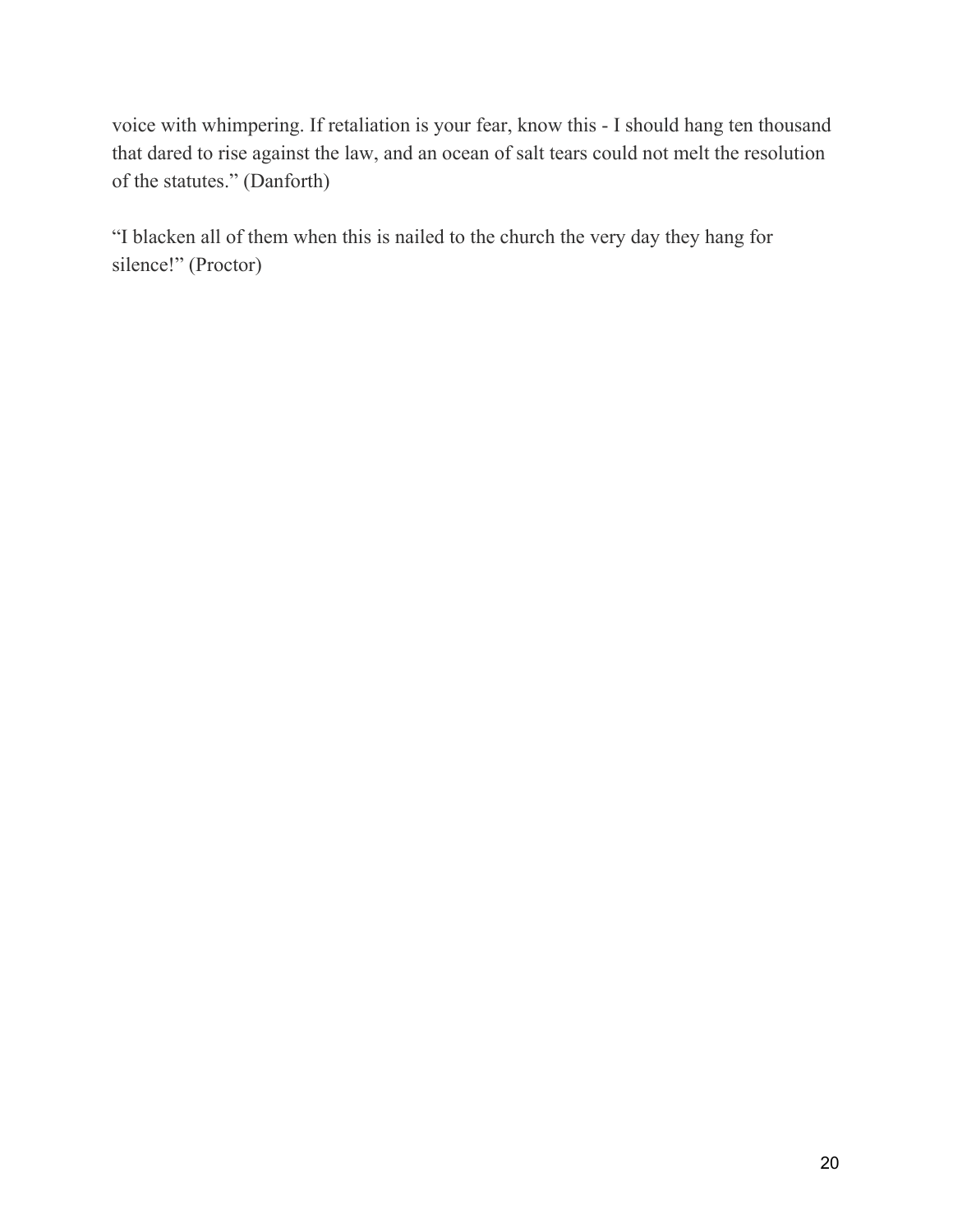voice with whimpering. If retaliation is your fear, know this - I should hang ten thousand that dared to rise against the law, and an ocean of salt tears could not melt the resolution of the statutes." (Danforth)

"I blacken all of them when this is nailed to the church the very day they hang for silence!" (Proctor)